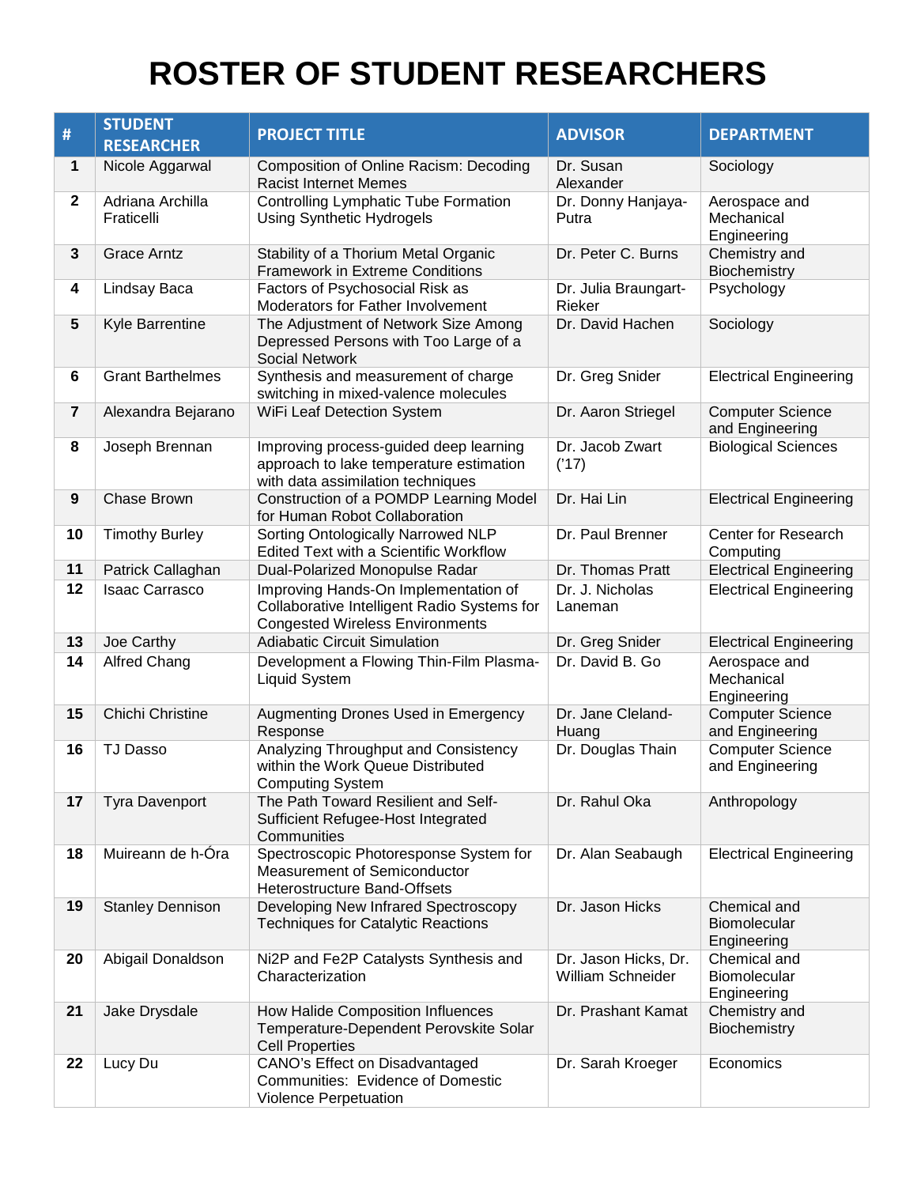# ROSTER OF STUDENT RESEARCHERS

| # | STUDENT RESEARCHER | PROJECT TITLE | ADVISOR | DEPARTMENT |
|---|---|---|---|---|
| 1 | Nicole Aggarwal | Composition of Online Racism: Decoding Racist Internet Memes | Dr. Susan Alexander | Sociology |
| 2 | Adriana Archilla Fraticelli | Controlling Lymphatic Tube Formation Using Synthetic Hydrogels | Dr. Donny Hanjaya-Putra | Aerospace and Mechanical Engineering |
| 3 | Grace Arntz | Stability of a Thorium Metal Organic Framework in Extreme Conditions | Dr. Peter C. Burns | Chemistry and Biochemistry |
| 4 | Lindsay Baca | Factors of Psychosocial Risk as Moderators for Father Involvement | Dr. Julia Braungart-Rieker | Psychology |
| 5 | Kyle Barrentine | The Adjustment of Network Size Among Depressed Persons with Too Large of a Social Network | Dr. David Hachen | Sociology |
| 6 | Grant Barthelmes | Synthesis and measurement of charge switching in mixed-valence molecules | Dr. Greg Snider | Electrical Engineering |
| 7 | Alexandra Bejarano | WiFi Leaf Detection System | Dr. Aaron Striegel | Computer Science and Engineering |
| 8 | Joseph Brennan | Improving process-guided deep learning approach to lake temperature estimation with data assimilation techniques | Dr. Jacob Zwart ('17) | Biological Sciences |
| 9 | Chase Brown | Construction of a POMDP Learning Model for Human Robot Collaboration | Dr. Hai Lin | Electrical Engineering |
| 10 | Timothy Burley | Sorting Ontologically Narrowed NLP Edited Text with a Scientific Workflow | Dr. Paul Brenner | Center for Research Computing |
| 11 | Patrick Callaghan | Dual-Polarized Monopulse Radar | Dr. Thomas Pratt | Electrical Engineering |
| 12 | Isaac Carrasco | Improving Hands-On Implementation of Collaborative Intelligent Radio Systems for Congested Wireless Environments | Dr. J. Nicholas Laneman | Electrical Engineering |
| 13 | Joe Carthy | Adiabatic Circuit Simulation | Dr. Greg Snider | Electrical Engineering |
| 14 | Alfred Chang | Development a Flowing Thin-Film Plasma-Liquid System | Dr. David B. Go | Aerospace and Mechanical Engineering |
| 15 | Chichi Christine | Augmenting Drones Used in Emergency Response | Dr. Jane Cleland-Huang | Computer Science and Engineering |
| 16 | TJ Dasso | Analyzing Throughput and Consistency within the Work Queue Distributed Computing System | Dr. Douglas Thain | Computer Science and Engineering |
| 17 | Tyra Davenport | The Path Toward Resilient and Self-Sufficient Refugee-Host Integrated Communities | Dr. Rahul Oka | Anthropology |
| 18 | Muireann de h-Óra | Spectroscopic Photoresponse System for Measurement of Semiconductor Heterostructure Band-Offsets | Dr. Alan Seabaugh | Electrical Engineering |
| 19 | Stanley Dennison | Developing New Infrared Spectroscopy Techniques for Catalytic Reactions | Dr. Jason Hicks | Chemical and Biomolecular Engineering |
| 20 | Abigail Donaldson | Ni2P and Fe2P Catalysts Synthesis and Characterization | Dr. Jason Hicks, Dr. William Schneider | Chemical and Biomolecular Engineering |
| 21 | Jake Drysdale | How Halide Composition Influences Temperature-Dependent Perovskite Solar Cell Properties | Dr. Prashant Kamat | Chemistry and Biochemistry |
| 22 | Lucy Du | CANO's Effect on Disadvantaged Communities: Evidence of Domestic Violence Perpetuation | Dr. Sarah Kroeger | Economics |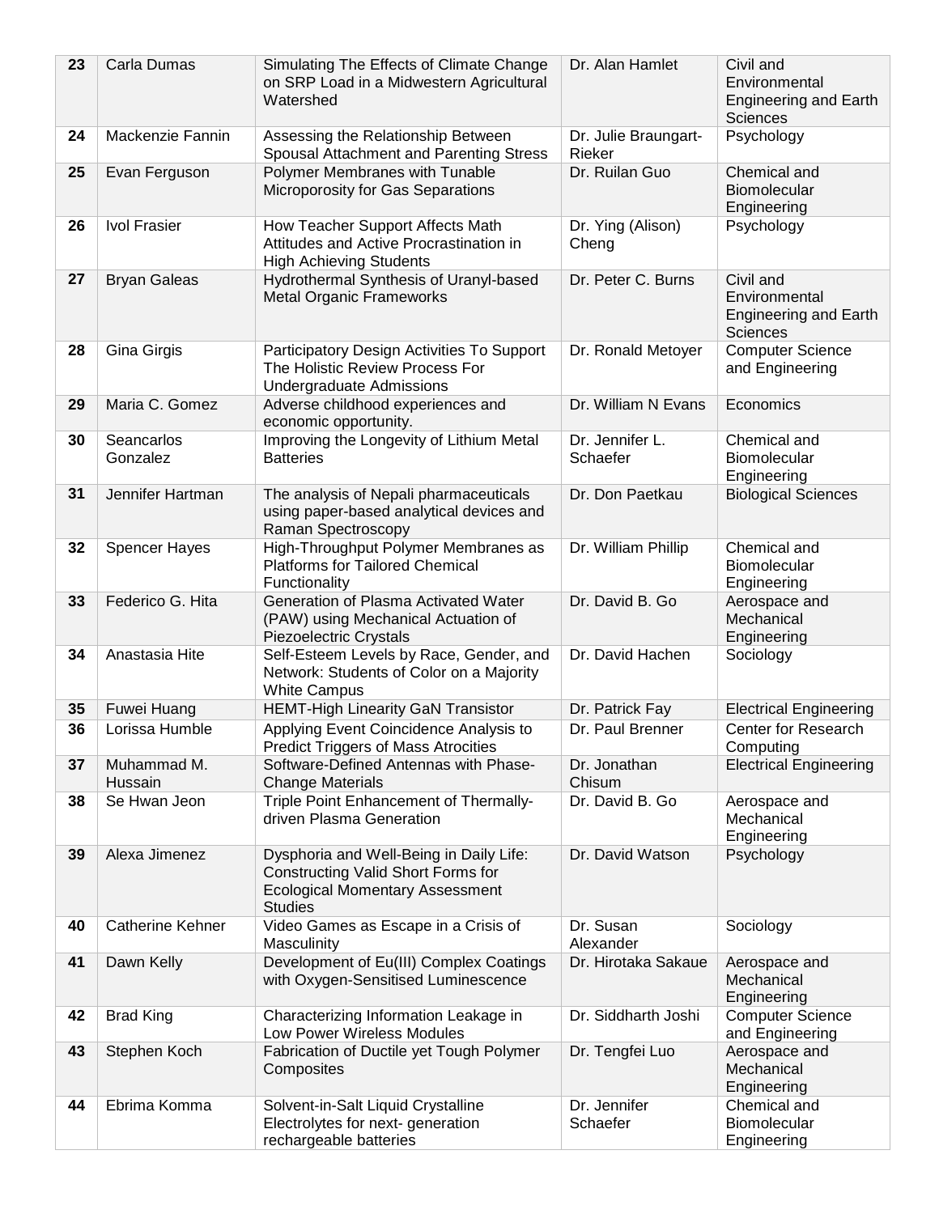| 23 | Carla Dumas | Simulating The Effects of Climate Change on SRP Load in a Midwestern Agricultural Watershed | Dr. Alan Hamlet | Civil and Environmental Engineering and Earth Sciences |
|---|---|---|---|---|
| 24 | Mackenzie Fannin | Assessing the Relationship Between Spousal Attachment and Parenting Stress | Dr. Julie Braungart-Rieker | Psychology |
| 25 | Evan Ferguson | Polymer Membranes with Tunable Microporosity for Gas Separations | Dr. Ruilan Guo | Chemical and Biomolecular Engineering |
| 26 | Ivol Frasier | How Teacher Support Affects Math Attitudes and Active Procrastination in High Achieving Students | Dr. Ying (Alison) Cheng | Psychology |
| 27 | Bryan Galeas | Hydrothermal Synthesis of Uranyl-based Metal Organic Frameworks | Dr. Peter C. Burns | Civil and Environmental Engineering and Earth Sciences |
| 28 | Gina Girgis | Participatory Design Activities To Support The Holistic Review Process For Undergraduate Admissions | Dr. Ronald Metoyer | Computer Science and Engineering |
| 29 | Maria C. Gomez | Adverse childhood experiences and economic opportunity. | Dr. William N Evans | Economics |
| 30 | Seancarlos Gonzalez | Improving the Longevity of Lithium Metal Batteries | Dr. Jennifer L. Schaefer | Chemical and Biomolecular Engineering |
| 31 | Jennifer Hartman | The analysis of Nepali pharmaceuticals using paper-based analytical devices and Raman Spectroscopy | Dr. Don Paetkau | Biological Sciences |
| 32 | Spencer Hayes | High-Throughput Polymer Membranes as Platforms for Tailored Chemical Functionality | Dr. William Phillip | Chemical and Biomolecular Engineering |
| 33 | Federico G. Hita | Generation of Plasma Activated Water (PAW) using Mechanical Actuation of Piezoelectric Crystals | Dr. David B. Go | Aerospace and Mechanical Engineering |
| 34 | Anastasia Hite | Self-Esteem Levels by Race, Gender, and Network: Students of Color on a Majority White Campus | Dr. David Hachen | Sociology |
| 35 | Fuwei Huang | HEMT-High Linearity GaN Transistor | Dr. Patrick Fay | Electrical Engineering |
| 36 | Lorissa Humble | Applying Event Coincidence Analysis to Predict Triggers of Mass Atrocities | Dr. Paul Brenner | Center for Research Computing |
| 37 | Muhammad M. Hussain | Software-Defined Antennas with Phase-Change Materials | Dr. Jonathan Chisum | Electrical Engineering |
| 38 | Se Hwan Jeon | Triple Point Enhancement of Thermally-driven Plasma Generation | Dr. David B. Go | Aerospace and Mechanical Engineering |
| 39 | Alexa Jimenez | Dysphoria and Well-Being in Daily Life: Constructing Valid Short Forms for Ecological Momentary Assessment Studies | Dr. David Watson | Psychology |
| 40 | Catherine Kehner | Video Games as Escape in a Crisis of Masculinity | Dr. Susan Alexander | Sociology |
| 41 | Dawn Kelly | Development of Eu(III) Complex Coatings with Oxygen-Sensitised Luminescence | Dr. Hirotaka Sakaue | Aerospace and Mechanical Engineering |
| 42 | Brad King | Characterizing Information Leakage in Low Power Wireless Modules | Dr. Siddharth Joshi | Computer Science and Engineering |
| 43 | Stephen Koch | Fabrication of Ductile yet Tough Polymer Composites | Dr. Tengfei Luo | Aerospace and Mechanical Engineering |
| 44 | Ebrima Komma | Solvent-in-Salt Liquid Crystalline Electrolytes for next- generation rechargeable batteries | Dr. Jennifer Schaefer | Chemical and Biomolecular Engineering |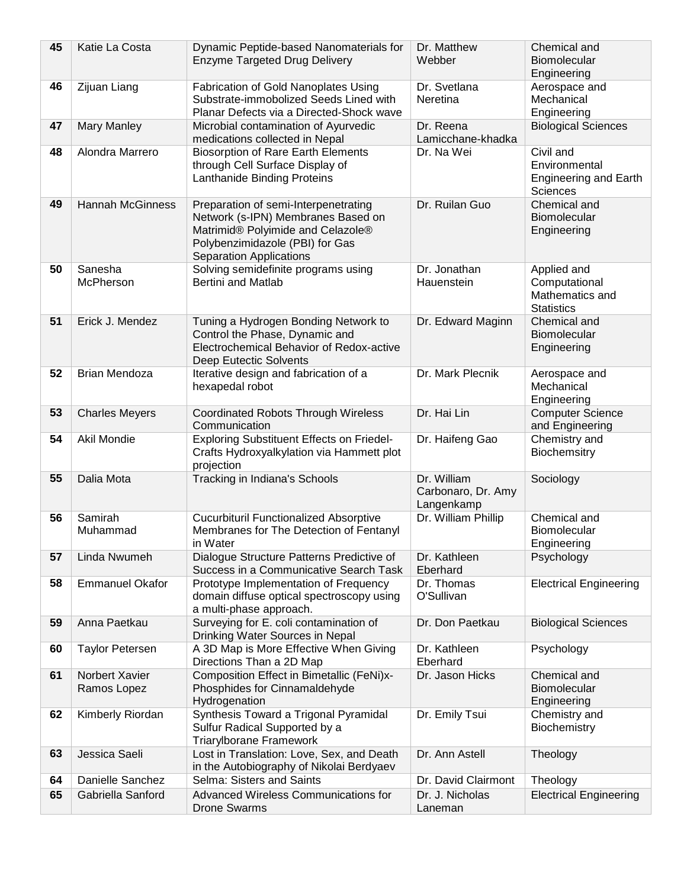| 45 | Katie La Costa | Dynamic Peptide-based Nanomaterials for Enzyme Targeted Drug Delivery | Dr. Matthew Webber | Chemical and Biomolecular Engineering |
|---|---|---|---|---|
| 46 | Zijuan Liang | Fabrication of Gold Nanoplates Using Substrate-immobolized Seeds Lined with Planar Defects via a Directed-Shock wave | Dr. Svetlana Neretina | Aerospace and Mechanical Engineering |
| 47 | Mary Manley | Microbial contamination of Ayurvedic medications collected in Nepal | Dr. Reena Lamicchane-khadka | Biological Sciences |
| 48 | Alondra Marrero | Biosorption of Rare Earth Elements through Cell Surface Display of Lanthanide Binding Proteins | Dr. Na Wei | Civil and Environmental Engineering and Earth Sciences |
| 49 | Hannah McGinness | Preparation of semi-Interpenetrating Network (s-IPN) Membranes Based on Matrimid® Polyimide and Celazole® Polybenzimidazole (PBI) for Gas Separation Applications | Dr. Ruilan Guo | Chemical and Biomolecular Engineering |
| 50 | Sanesha McPherson | Solving semidefinite programs using Bertini and Matlab | Dr. Jonathan Hauenstein | Applied and Computational Mathematics and Statistics |
| 51 | Erick J. Mendez | Tuning a Hydrogen Bonding Network to Control the Phase, Dynamic and Electrochemical Behavior of Redox-active Deep Eutectic Solvents | Dr. Edward Maginn | Chemical and Biomolecular Engineering |
| 52 | Brian Mendoza | Iterative design and fabrication of a hexapedal robot | Dr. Mark Plecnik | Aerospace and Mechanical Engineering |
| 53 | Charles Meyers | Coordinated Robots Through Wireless Communication | Dr. Hai Lin | Computer Science and Engineering |
| 54 | Akil Mondie | Exploring Substituent Effects on Friedel-Crafts Hydroxyalkylation via Hammett plot projection | Dr. Haifeng Gao | Chemistry and Biochemsitry |
| 55 | Dalia Mota | Tracking in Indiana's Schools | Dr. William Carbonaro, Dr. Amy Langenkamp | Sociology |
| 56 | Samirah Muhammad | Cucurbituril Functionalized Absorptive Membranes for The Detection of Fentanyl in Water | Dr. William Phillip | Chemical and Biomolecular Engineering |
| 57 | Linda Nwumeh | Dialogue Structure Patterns Predictive of Success in a Communicative Search Task | Dr. Kathleen Eberhard | Psychology |
| 58 | Emmanuel Okafor | Prototype Implementation of Frequency domain diffuse optical spectroscopy using a multi-phase approach. | Dr. Thomas O'Sullivan | Electrical Engineering |
| 59 | Anna Paetkau | Surveying for E. coli contamination of Drinking Water Sources in Nepal | Dr. Don Paetkau | Biological Sciences |
| 60 | Taylor Petersen | A 3D Map is More Effective When Giving Directions Than a 2D Map | Dr. Kathleen Eberhard | Psychology |
| 61 | Norbert Xavier Ramos Lopez | Composition Effect in Bimetallic (FeNi)x-Phosphides for Cinnamaldehyde Hydrogenation | Dr. Jason Hicks | Chemical and Biomolecular Engineering |
| 62 | Kimberly Riordan | Synthesis Toward a Trigonal Pyramidal Sulfur Radical Supported by a Triarylborane Framework | Dr. Emily Tsui | Chemistry and Biochemistry |
| 63 | Jessica Saeli | Lost in Translation: Love, Sex, and Death in the Autobiography of Nikolai Berdyaev | Dr. Ann Astell | Theology |
| 64 | Danielle Sanchez | Selma: Sisters and Saints | Dr. David Clairmont | Theology |
| 65 | Gabriella Sanford | Advanced Wireless Communications for Drone Swarms | Dr. J. Nicholas Laneman | Electrical Engineering |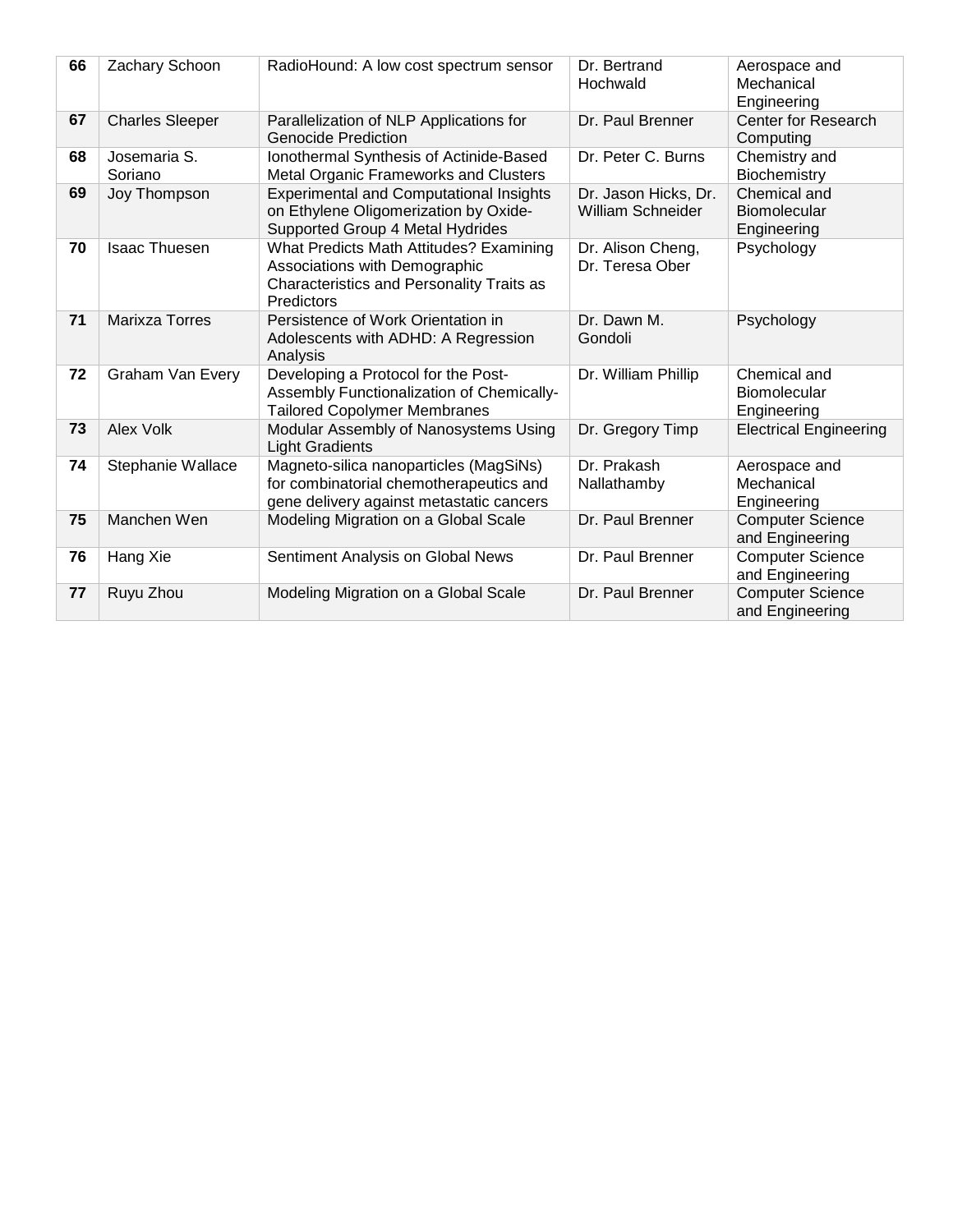| 66 | Zachary Schoon | RadioHound: A low cost spectrum sensor | Dr. Bertrand Hochwald | Aerospace and Mechanical Engineering |
|---|---|---|---|---|
| 67 | Charles Sleeper | Parallelization of NLP Applications for Genocide Prediction | Dr. Paul Brenner | Center for Research Computing |
| 68 | Josemaria S. Soriano | Ionothermal Synthesis of Actinide-Based Metal Organic Frameworks and Clusters | Dr. Peter C. Burns | Chemistry and Biochemistry |
| 69 | Joy Thompson | Experimental and Computational Insights on Ethylene Oligomerization by Oxide-Supported Group 4 Metal Hydrides | Dr. Jason Hicks, Dr. William Schneider | Chemical and Biomolecular Engineering |
| 70 | Isaac Thuesen | What Predicts Math Attitudes? Examining Associations with Demographic Characteristics and Personality Traits as Predictors | Dr. Alison Cheng, Dr. Teresa Ober | Psychology |
| 71 | Marixza Torres | Persistence of Work Orientation in Adolescents with ADHD: A Regression Analysis | Dr. Dawn M. Gondoli | Psychology |
| 72 | Graham Van Every | Developing a Protocol for the Post-Assembly Functionalization of Chemically-Tailored Copolymer Membranes | Dr. William Phillip | Chemical and Biomolecular Engineering |
| 73 | Alex Volk | Modular Assembly of Nanosystems Using Light Gradients | Dr. Gregory Timp | Electrical Engineering |
| 74 | Stephanie Wallace | Magneto-silica nanoparticles (MagSiNs) for combinatorial chemotherapeutics and gene delivery against metastatic cancers | Dr. Prakash Nallathamby | Aerospace and Mechanical Engineering |
| 75 | Manchen Wen | Modeling Migration on a Global Scale | Dr. Paul Brenner | Computer Science and Engineering |
| 76 | Hang Xie | Sentiment Analysis on Global News | Dr. Paul Brenner | Computer Science and Engineering |
| 77 | Ruyu Zhou | Modeling Migration on a Global Scale | Dr. Paul Brenner | Computer Science and Engineering |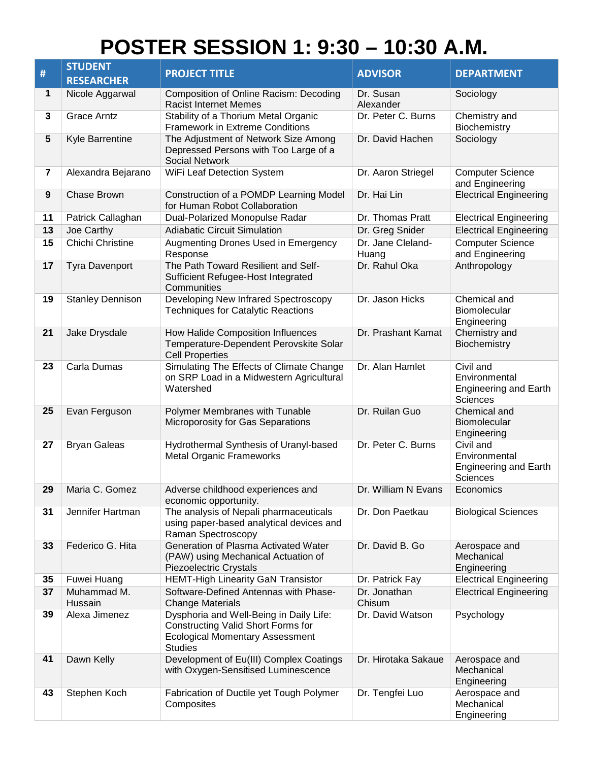# POSTER SESSION 1: 9:30 – 10:30 A.M.

| # | STUDENT RESEARCHER | PROJECT TITLE | ADVISOR | DEPARTMENT |
|---|---|---|---|---|
| 1 | Nicole Aggarwal | Composition of Online Racism: Decoding Racist Internet Memes | Dr. Susan Alexander | Sociology |
| 3 | Grace Arntz | Stability of a Thorium Metal Organic Framework in Extreme Conditions | Dr. Peter C. Burns | Chemistry and Biochemistry |
| 5 | Kyle Barrentine | The Adjustment of Network Size Among Depressed Persons with Too Large of a Social Network | Dr. David Hachen | Sociology |
| 7 | Alexandra Bejarano | WiFi Leaf Detection System | Dr. Aaron Striegel | Computer Science and Engineering |
| 9 | Chase Brown | Construction of a POMDP Learning Model for Human Robot Collaboration | Dr. Hai Lin | Electrical Engineering |
| 11 | Patrick Callaghan | Dual-Polarized Monopulse Radar | Dr. Thomas Pratt | Electrical Engineering |
| 13 | Joe Carthy | Adiabatic Circuit Simulation | Dr. Greg Snider | Electrical Engineering |
| 15 | Chichi Christine | Augmenting Drones Used in Emergency Response | Dr. Jane Cleland-Huang | Computer Science and Engineering |
| 17 | Tyra Davenport | The Path Toward Resilient and Self-Sufficient Refugee-Host Integrated Communities | Dr. Rahul Oka | Anthropology |
| 19 | Stanley Dennison | Developing New Infrared Spectroscopy Techniques for Catalytic Reactions | Dr. Jason Hicks | Chemical and Biomolecular Engineering |
| 21 | Jake Drysdale | How Halide Composition Influences Temperature-Dependent Perovskite Solar Cell Properties | Dr. Prashant Kamat | Chemistry and Biochemistry |
| 23 | Carla Dumas | Simulating The Effects of Climate Change on SRP Load in a Midwestern Agricultural Watershed | Dr. Alan Hamlet | Civil and Environmental Engineering and Earth Sciences |
| 25 | Evan Ferguson | Polymer Membranes with Tunable Microporosity for Gas Separations | Dr. Ruilan Guo | Chemical and Biomolecular Engineering |
| 27 | Bryan Galeas | Hydrothermal Synthesis of Uranyl-based Metal Organic Frameworks | Dr. Peter C. Burns | Civil and Environmental Engineering and Earth Sciences |
| 29 | Maria C. Gomez | Adverse childhood experiences and economic opportunity. | Dr. William N Evans | Economics |
| 31 | Jennifer Hartman | The analysis of Nepali pharmaceuticals using paper-based analytical devices and Raman Spectroscopy | Dr. Don Paetkau | Biological Sciences |
| 33 | Federico G. Hita | Generation of Plasma Activated Water (PAW) using Mechanical Actuation of Piezoelectric Crystals | Dr. David B. Go | Aerospace and Mechanical Engineering |
| 35 | Fuwei Huang | HEMT-High Linearity GaN Transistor | Dr. Patrick Fay | Electrical Engineering |
| 37 | Muhammad M. Hussain | Software-Defined Antennas with Phase-Change Materials | Dr. Jonathan Chisum | Electrical Engineering |
| 39 | Alexa Jimenez | Dysphoria and Well-Being in Daily Life: Constructing Valid Short Forms for Ecological Momentary Assessment Studies | Dr. David Watson | Psychology |
| 41 | Dawn Kelly | Development of Eu(III) Complex Coatings with Oxygen-Sensitised Luminescence | Dr. Hirotaka Sakaue | Aerospace and Mechanical Engineering |
| 43 | Stephen Koch | Fabrication of Ductile yet Tough Polymer Composites | Dr. Tengfei Luo | Aerospace and Mechanical Engineering |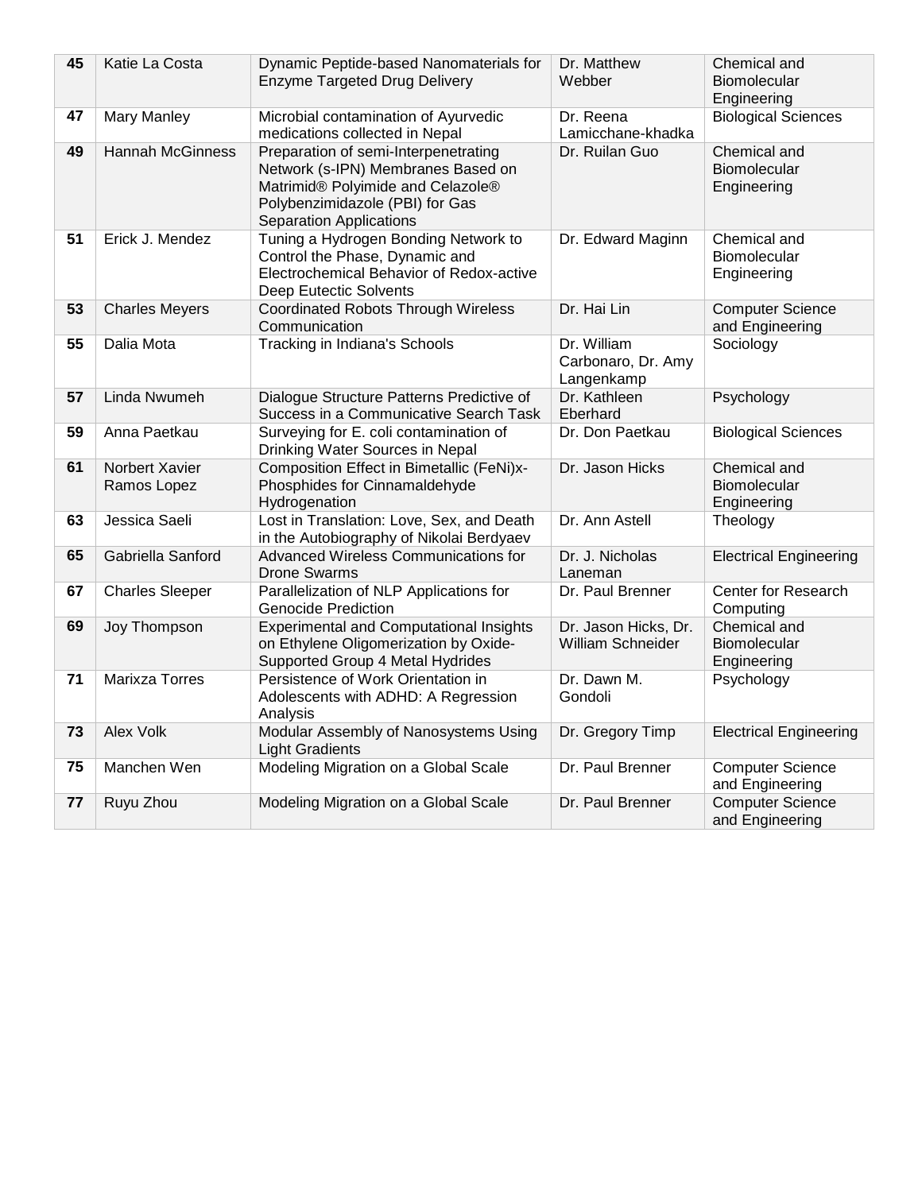| 45 | Katie La Costa | Dynamic Peptide-based Nanomaterials for Enzyme Targeted Drug Delivery | Dr. Matthew Webber | Chemical and Biomolecular Engineering |
|---|---|---|---|---|
| 47 | Mary Manley | Microbial contamination of Ayurvedic medications collected in Nepal | Dr. Reena Lamicchane-khadka | Biological Sciences |
| 49 | Hannah McGinness | Preparation of semi-Interpenetrating Network (s-IPN) Membranes Based on Matrimid® Polyimide and Celazole® Polybenzimidazole (PBI) for Gas Separation Applications | Dr. Ruilan Guo | Chemical and Biomolecular Engineering |
| 51 | Erick J. Mendez | Tuning a Hydrogen Bonding Network to Control the Phase, Dynamic and Electrochemical Behavior of Redox-active Deep Eutectic Solvents | Dr. Edward Maginn | Chemical and Biomolecular Engineering |
| 53 | Charles Meyers | Coordinated Robots Through Wireless Communication | Dr. Hai Lin | Computer Science and Engineering |
| 55 | Dalia Mota | Tracking in Indiana's Schools | Dr. William Carbonaro, Dr. Amy Langenkamp | Sociology |
| 57 | Linda Nwumeh | Dialogue Structure Patterns Predictive of Success in a Communicative Search Task | Dr. Kathleen Eberhard | Psychology |
| 59 | Anna Paetkau | Surveying for E. coli contamination of Drinking Water Sources in Nepal | Dr. Don Paetkau | Biological Sciences |
| 61 | Norbert Xavier Ramos Lopez | Composition Effect in Bimetallic (FeNi)x-Phosphides for Cinnamaldehyde Hydrogenation | Dr. Jason Hicks | Chemical and Biomolecular Engineering |
| 63 | Jessica Saeli | Lost in Translation: Love, Sex, and Death in the Autobiography of Nikolai Berdyaev | Dr. Ann Astell | Theology |
| 65 | Gabriella Sanford | Advanced Wireless Communications for Drone Swarms | Dr. J. Nicholas Laneman | Electrical Engineering |
| 67 | Charles Sleeper | Parallelization of NLP Applications for Genocide Prediction | Dr. Paul Brenner | Center for Research Computing |
| 69 | Joy Thompson | Experimental and Computational Insights on Ethylene Oligomerization by Oxide-Supported Group 4 Metal Hydrides | Dr. Jason Hicks, Dr. William Schneider | Chemical and Biomolecular Engineering |
| 71 | Marixza Torres | Persistence of Work Orientation in Adolescents with ADHD: A Regression Analysis | Dr. Dawn M. Gondoli | Psychology |
| 73 | Alex Volk | Modular Assembly of Nanosystems Using Light Gradients | Dr. Gregory Timp | Electrical Engineering |
| 75 | Manchen Wen | Modeling Migration on a Global Scale | Dr. Paul Brenner | Computer Science and Engineering |
| 77 | Ruyu Zhou | Modeling Migration on a Global Scale | Dr. Paul Brenner | Computer Science and Engineering |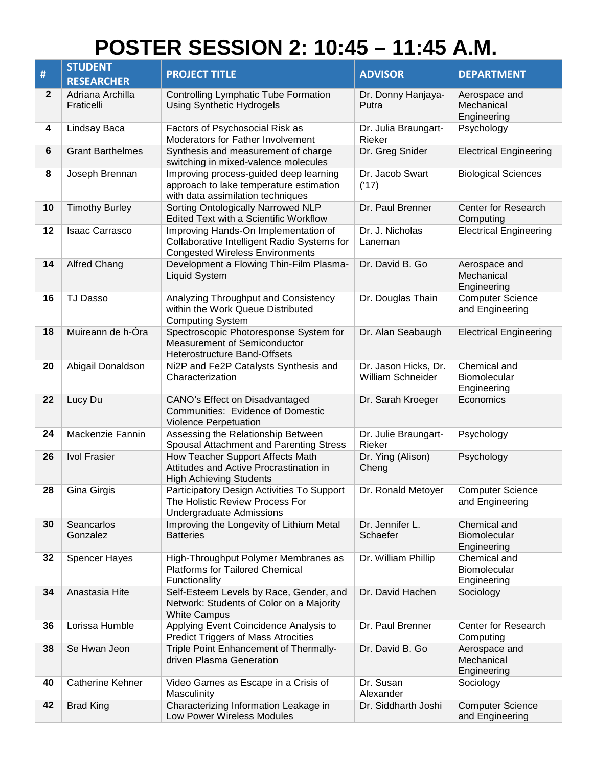# POSTER SESSION 2: 10:45 – 11:45 A.M.

| # | STUDENT RESEARCHER | PROJECT TITLE | ADVISOR | DEPARTMENT |
|---|---|---|---|---|
| 2 | Adriana Archilla Fraticelli | Controlling Lymphatic Tube Formation Using Synthetic Hydrogels | Dr. Donny Hanjaya-Putra | Aerospace and Mechanical Engineering |
| 4 | Lindsay Baca | Factors of Psychosocial Risk as Moderators for Father Involvement | Dr. Julia Braungart-Rieker | Psychology |
| 6 | Grant Barthelmes | Synthesis and measurement of charge switching in mixed-valence molecules | Dr. Greg Snider | Electrical Engineering |
| 8 | Joseph Brennan | Improving process-guided deep learning approach to lake temperature estimation with data assimilation techniques | Dr. Jacob Swart ('17) | Biological Sciences |
| 10 | Timothy Burley | Sorting Ontologically Narrowed NLP Edited Text with a Scientific Workflow | Dr. Paul Brenner | Center for Research Computing |
| 12 | Isaac Carrasco | Improving Hands-On Implementation of Collaborative Intelligent Radio Systems for Congested Wireless Environments | Dr. J. Nicholas Laneman | Electrical Engineering |
| 14 | Alfred Chang | Development a Flowing Thin-Film Plasma-Liquid System | Dr. David B. Go | Aerospace and Mechanical Engineering |
| 16 | TJ Dasso | Analyzing Throughput and Consistency within the Work Queue Distributed Computing System | Dr. Douglas Thain | Computer Science and Engineering |
| 18 | Muireann de h-Óra | Spectroscopic Photoresponse System for Measurement of Semiconductor Heterostructure Band-Offsets | Dr. Alan Seabaugh | Electrical Engineering |
| 20 | Abigail Donaldson | Ni2P and Fe2P Catalysts Synthesis and Characterization | Dr. Jason Hicks, Dr. William Schneider | Chemical and Biomolecular Engineering |
| 22 | Lucy Du | CANO's Effect on Disadvantaged Communities: Evidence of Domestic Violence Perpetuation | Dr. Sarah Kroeger | Economics |
| 24 | Mackenzie Fannin | Assessing the Relationship Between Spousal Attachment and Parenting Stress | Dr. Julie Braungart-Rieker | Psychology |
| 26 | Ivol Frasier | How Teacher Support Affects Math Attitudes and Active Procrastination in High Achieving Students | Dr. Ying (Alison) Cheng | Psychology |
| 28 | Gina Girgis | Participatory Design Activities To Support The Holistic Review Process For Undergraduate Admissions | Dr. Ronald Metoyer | Computer Science and Engineering |
| 30 | Seancarlos Gonzalez | Improving the Longevity of Lithium Metal Batteries | Dr. Jennifer L. Schaefer | Chemical and Biomolecular Engineering |
| 32 | Spencer Hayes | High-Throughput Polymer Membranes as Platforms for Tailored Chemical Functionality | Dr. William Phillip | Chemical and Biomolecular Engineering |
| 34 | Anastasia Hite | Self-Esteem Levels by Race, Gender, and Network: Students of Color on a Majority White Campus | Dr. David Hachen | Sociology |
| 36 | Lorissa Humble | Applying Event Coincidence Analysis to Predict Triggers of Mass Atrocities | Dr. Paul Brenner | Center for Research Computing |
| 38 | Se Hwan Jeon | Triple Point Enhancement of Thermally-driven Plasma Generation | Dr. David B. Go | Aerospace and Mechanical Engineering |
| 40 | Catherine Kehner | Video Games as Escape in a Crisis of Masculinity | Dr. Susan Alexander | Sociology |
| 42 | Brad King | Characterizing Information Leakage in Low Power Wireless Modules | Dr. Siddharth Joshi | Computer Science and Engineering |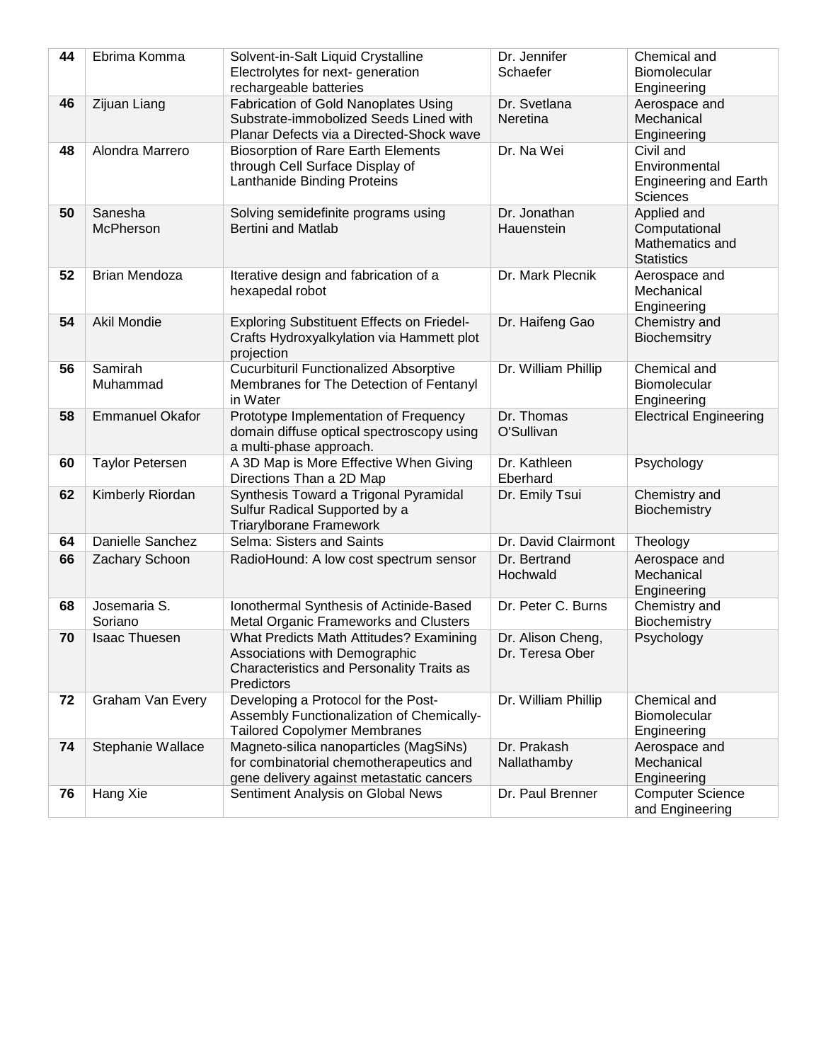| | | | | |
|---|---|---|---|---|
| **44** | Ebrima Komma | Solvent-in-Salt Liquid Crystalline Electrolytes for next- generation rechargeable batteries | Dr. Jennifer Schaefer | Chemical and Biomolecular Engineering |
| **46** | Zijuan Liang | Fabrication of Gold Nanoplates Using Substrate-immobolized Seeds Lined with Planar Defects via a Directed-Shock wave | Dr. Svetlana Neretina | Aerospace and Mechanical Engineering |
| **48** | Alondra Marrero | Biosorption of Rare Earth Elements through Cell Surface Display of Lanthanide Binding Proteins | Dr. Na Wei | Civil and Environmental Engineering and Earth Sciences |
| **50** | Sanesha McPherson | Solving semidefinite programs using Bertini and Matlab | Dr. Jonathan Hauenstein | Applied and Computational Mathematics and Statistics |
| **52** | Brian Mendoza | Iterative design and fabrication of a hexapedal robot | Dr. Mark Plecnik | Aerospace and Mechanical Engineering |
| **54** | Akil Mondie | Exploring Substituent Effects on Friedel-Crafts Hydroxyalkylation via Hammett plot projection | Dr. Haifeng Gao | Chemistry and Biochemsitry |
| **56** | Samirah Muhammad | Cucurbituril Functionalized Absorptive Membranes for The Detection of Fentanyl in Water | Dr. William Phillip | Chemical and Biomolecular Engineering |
| **58** | Emmanuel Okafor | Prototype Implementation of Frequency domain diffuse optical spectroscopy using a multi-phase approach. | Dr. Thomas O'Sullivan | Electrical Engineering |
| **60** | Taylor Petersen | A 3D Map is More Effective When Giving Directions Than a 2D Map | Dr. Kathleen Eberhard | Psychology |
| **62** | Kimberly Riordan | Synthesis Toward a Trigonal Pyramidal Sulfur Radical Supported by a Triarylborane Framework | Dr. Emily Tsui | Chemistry and Biochemistry |
| **64** | Danielle Sanchez | Selma: Sisters and Saints | Dr. David Clairmont | Theology |
| **66** | Zachary Schoon | RadioHound: A low cost spectrum sensor | Dr. Bertrand Hochwald | Aerospace and Mechanical Engineering |
| **68** | Josemaria S. Soriano | Ionothermal Synthesis of Actinide-Based Metal Organic Frameworks and Clusters | Dr. Peter C. Burns | Chemistry and Biochemistry |
| **70** | Isaac Thuesen | What Predicts Math Attitudes? Examining Associations with Demographic Characteristics and Personality Traits as Predictors | Dr. Alison Cheng, Dr. Teresa Ober | Psychology |
| **72** | Graham Van Every | Developing a Protocol for the Post-Assembly Functionalization of Chemically-Tailored Copolymer Membranes | Dr. William Phillip | Chemical and Biomolecular Engineering |
| **74** | Stephanie Wallace | Magneto-silica nanoparticles (MagSiNs) for combinatorial chemotherapeutics and gene delivery against metastatic cancers | Dr. Prakash Nallathamby | Aerospace and Mechanical Engineering |
| **76** | Hang Xie | Sentiment Analysis on Global News | Dr. Paul Brenner | Computer Science and Engineering |